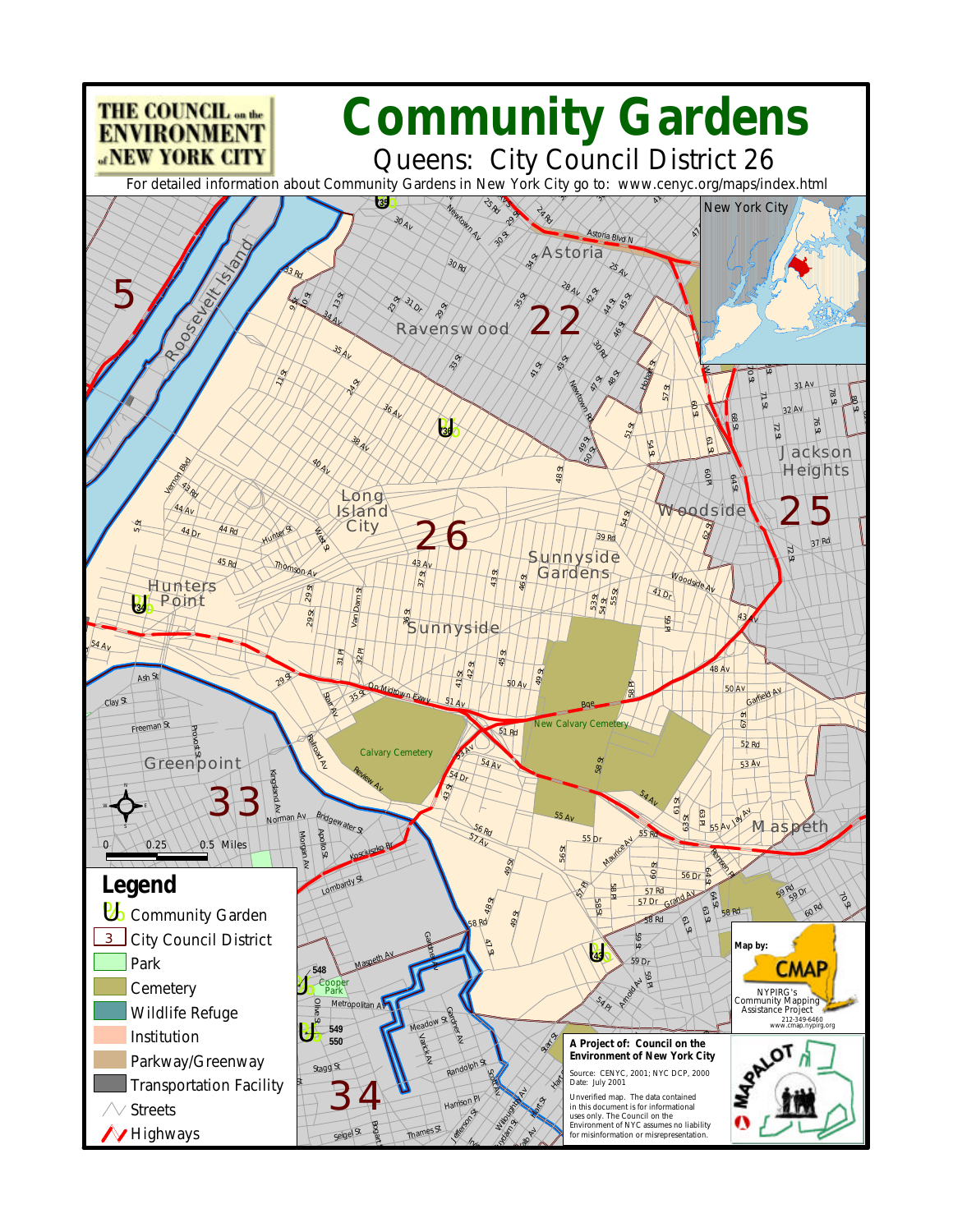THE COUNCIL on the ENVIRONMENT of NEW YORK CITY

# Community Gardens

## Queens: City Council District 26

For detailed information about Community Gardens in New York City go to: www.cenyc.org/maps/index.html

**Legend**

- Community Garden
- City Council District
- Park
- Cemetery
- Wildlife Refuge
- Institution
- Parkway/Greenway
- Transportation Facility
- Streets
- Highways

0 0.25 0.5 Miles

**Map by:** CMAP
NYPIRG's Community Mapping Assistance Project
212-349-6460
www.cmap.nypirg.org

**A Project of: Council on the Environment of New York City**

Source: CENYC, 2001; NYC DCP, 2000
Date: July 2001

Unverified map. The data contained in this document is for informational uses only. The Council on the Environment of NYC assumes no liability for misinformation or misrepresentation.

MAPALOT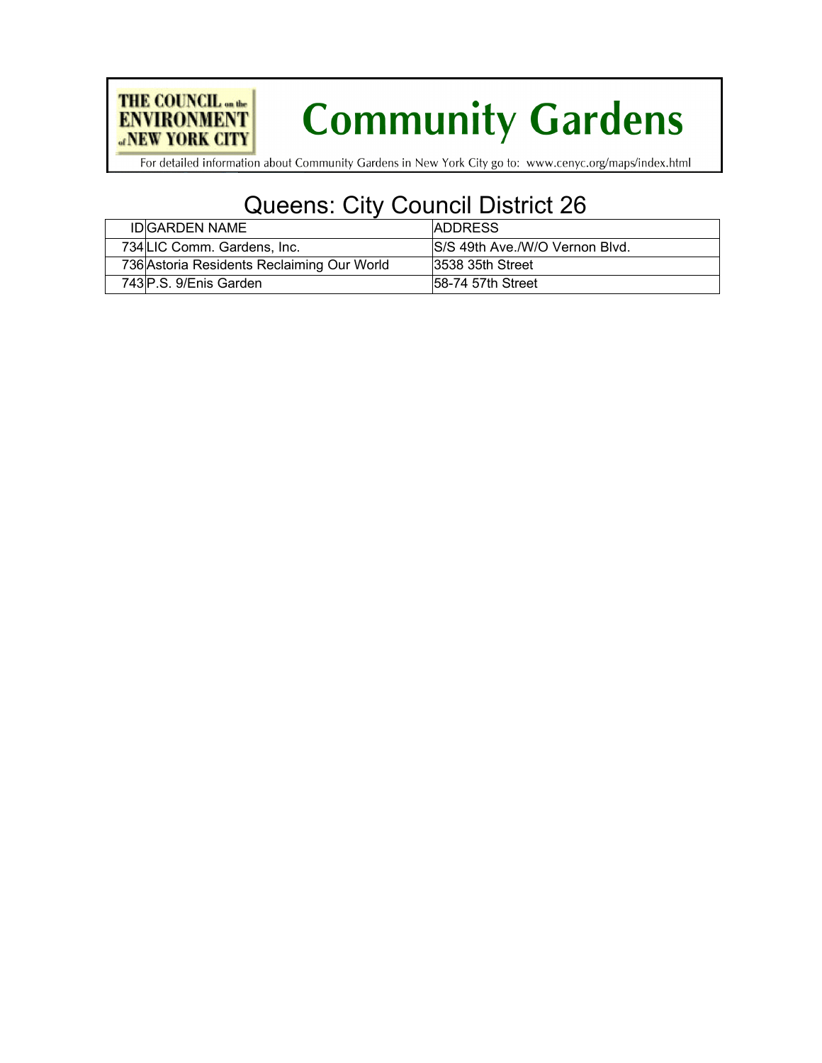THE COUNCIL on the ENVIRONMENT of NEW YORK CITY

# Community Gardens

For detailed information about Community Gardens in New York City go to: www.cenyc.org/maps/index.html

## Queens: City Council District 26

| ID | GARDEN NAME | ADDRESS |
|---|---|---|
| 734 | LIC Comm. Gardens, Inc. | S/S 49th Ave./W/O Vernon Blvd. |
| 736 | Astoria Residents Reclaiming Our World | 3538 35th Street |
| 743 | P.S. 9/Enis Garden | 58-74 57th Street |